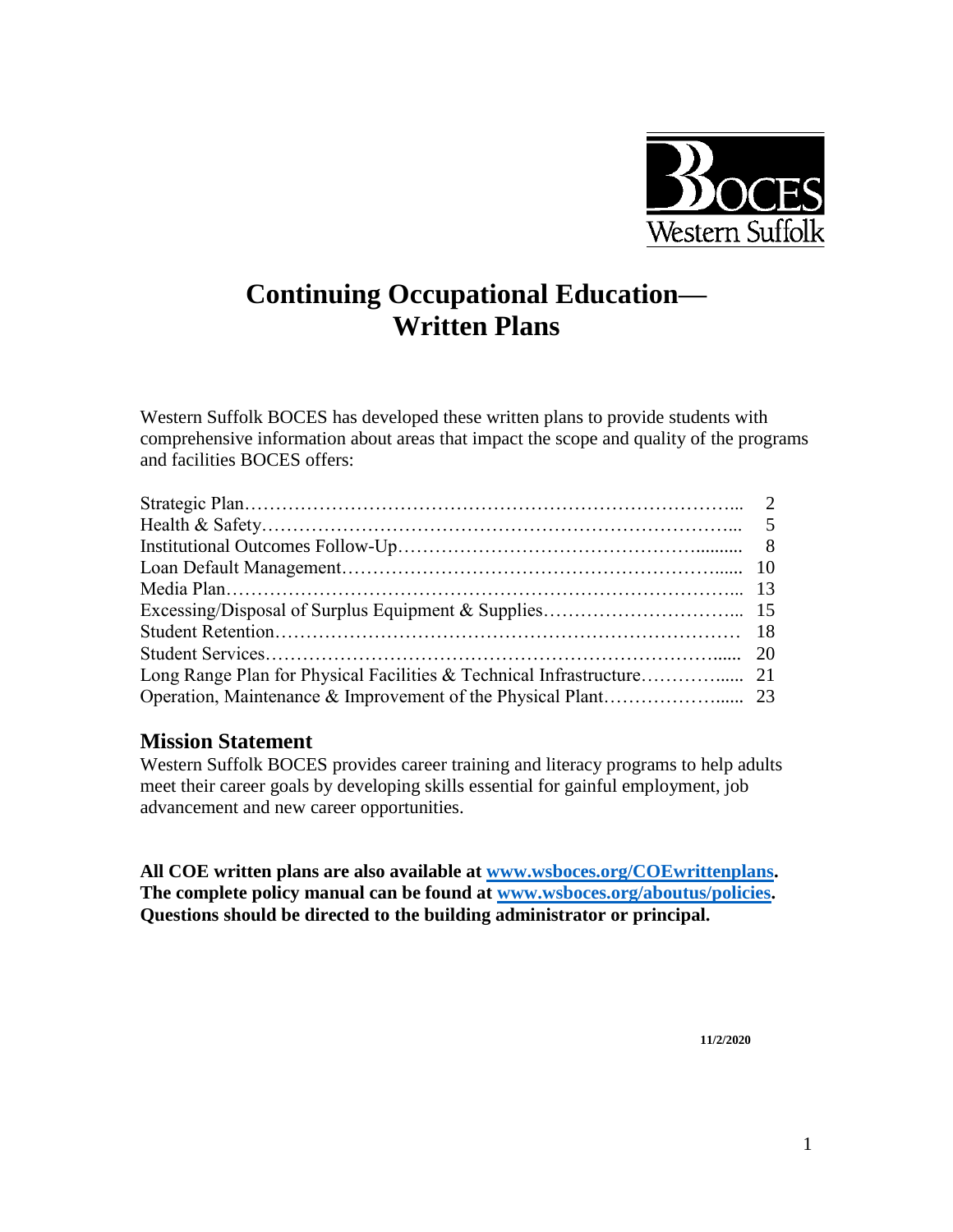BOCES Western Suffolk

# Continuing Occupational Education— Written Plans

Western Suffolk BOCES has developed these written plans to provide students with comprehensive information about areas that impact the scope and quality of the programs and facilities BOCES offers:

| | |
|---|---|
| Strategic Plan | 2 |
| Health & Safety | 5 |
| Institutional Outcomes Follow-Up | 8 |
| Loan Default Management | 10 |
| Media Plan | 13 |
| Excessing/Disposal of Surplus Equipment & Supplies | 15 |
| Student Retention | 18 |
| Student Services | 20 |
| Long Range Plan for Physical Facilities & Technical Infrastructure | 21 |
| Operation, Maintenance & Improvement of the Physical Plant | 23 |

## Mission Statement

Western Suffolk BOCES provides career training and literacy programs to help adults meet their career goals by developing skills essential for gainful employment, job advancement and new career opportunities.

**All COE written plans are also available at www.wsboces.org/COEwrittenplans. The complete policy manual can be found at www.wsboces.org/aboutus/policies. Questions should be directed to the building administrator or principal.**

11/2/2020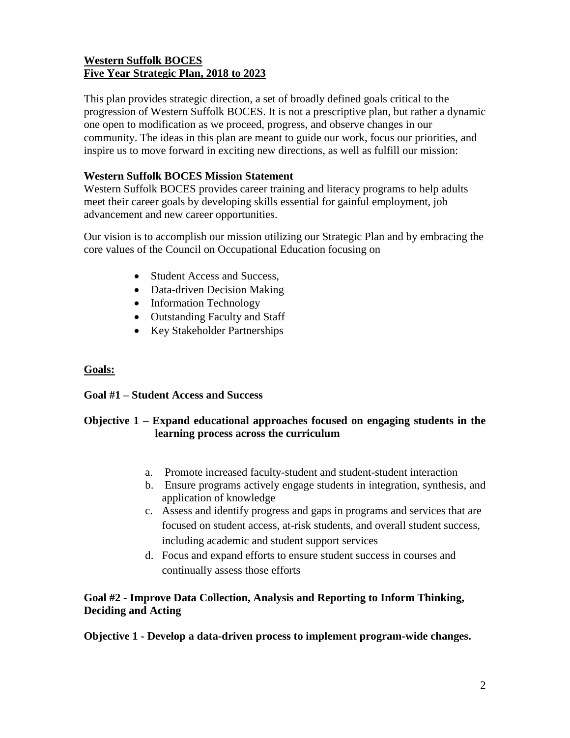## Western Suffolk BOCES
## Five Year Strategic Plan, 2018 to 2023

This plan provides strategic direction, a set of broadly defined goals critical to the progression of Western Suffolk BOCES. It is not a prescriptive plan, but rather a dynamic one open to modification as we proceed, progress, and observe changes in our community. The ideas in this plan are meant to guide our work, focus our priorities, and inspire us to move forward in exciting new directions, as well as fulfill our mission:

**Western Suffolk BOCES Mission Statement**

Western Suffolk BOCES provides career training and literacy programs to help adults meet their career goals by developing skills essential for gainful employment, job advancement and new career opportunities.

Our vision is to accomplish our mission utilizing our Strategic Plan and by embracing the core values of the Council on Occupational Education focusing on

- Student Access and Success,
- Data-driven Decision Making
- Information Technology
- Outstanding Faculty and Staff
- Key Stakeholder Partnerships

### Goals:

**Goal #1 – Student Access and Success**

**Objective 1 – Expand educational approaches focused on engaging students in the learning process across the curriculum**

a. Promote increased faculty-student and student-student interaction
b. Ensure programs actively engage students in integration, synthesis, and application of knowledge
c. Assess and identify progress and gaps in programs and services that are focused on student access, at-risk students, and overall student success, including academic and student support services
d. Focus and expand efforts to ensure student success in courses and continually assess those efforts

**Goal #2 - Improve Data Collection, Analysis and Reporting to Inform Thinking, Deciding and Acting**

**Objective 1 - Develop a data-driven process to implement program-wide changes.**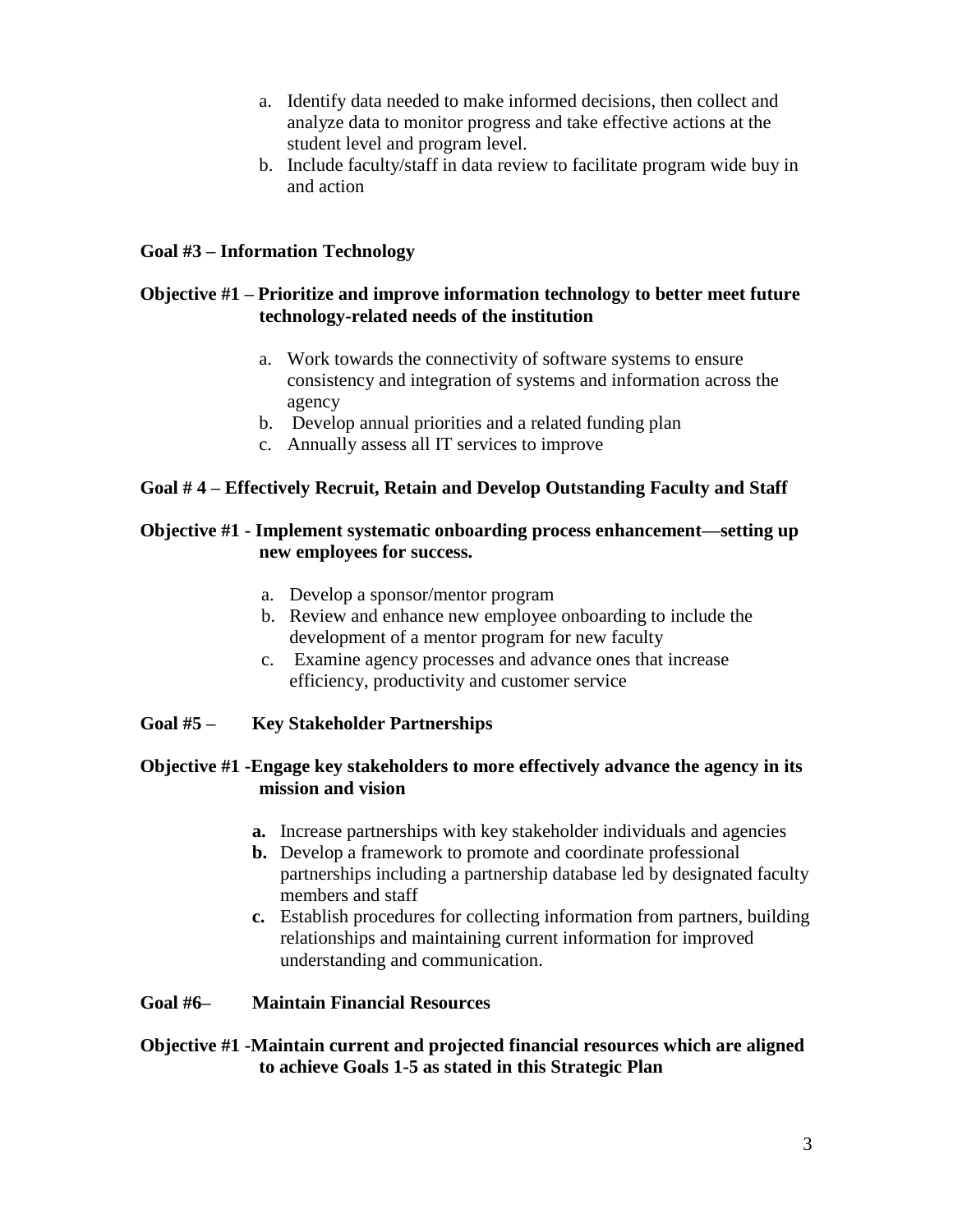a. Identify data needed to make informed decisions, then collect and analyze data to monitor progress and take effective actions at the student level and program level.
b. Include faculty/staff in data review to facilitate program wide buy in and action

**Goal #3 – Information Technology**

**Objective #1 – Prioritize and improve information technology to better meet future technology-related needs of the institution**

a. Work towards the connectivity of software systems to ensure consistency and integration of systems and information across the agency
b. Develop annual priorities and a related funding plan
c. Annually assess all IT services to improve

**Goal # 4 – Effectively Recruit, Retain and Develop Outstanding Faculty and Staff**

**Objective #1 - Implement systematic onboarding process enhancement—setting up new employees for success.**

a. Develop a sponsor/mentor program
b. Review and enhance new employee onboarding to include the development of a mentor program for new faculty
c. Examine agency processes and advance ones that increase efficiency, productivity and customer service

**Goal #5 – Key Stakeholder Partnerships**

**Objective #1 -Engage key stakeholders to more effectively advance the agency in its mission and vision**

**a.** Increase partnerships with key stakeholder individuals and agencies
**b.** Develop a framework to promote and coordinate professional partnerships including a partnership database led by designated faculty members and staff
**c.** Establish procedures for collecting information from partners, building relationships and maintaining current information for improved understanding and communication.

**Goal #6– Maintain Financial Resources**

**Objective #1 -Maintain current and projected financial resources which are aligned to achieve Goals 1-5 as stated in this Strategic Plan**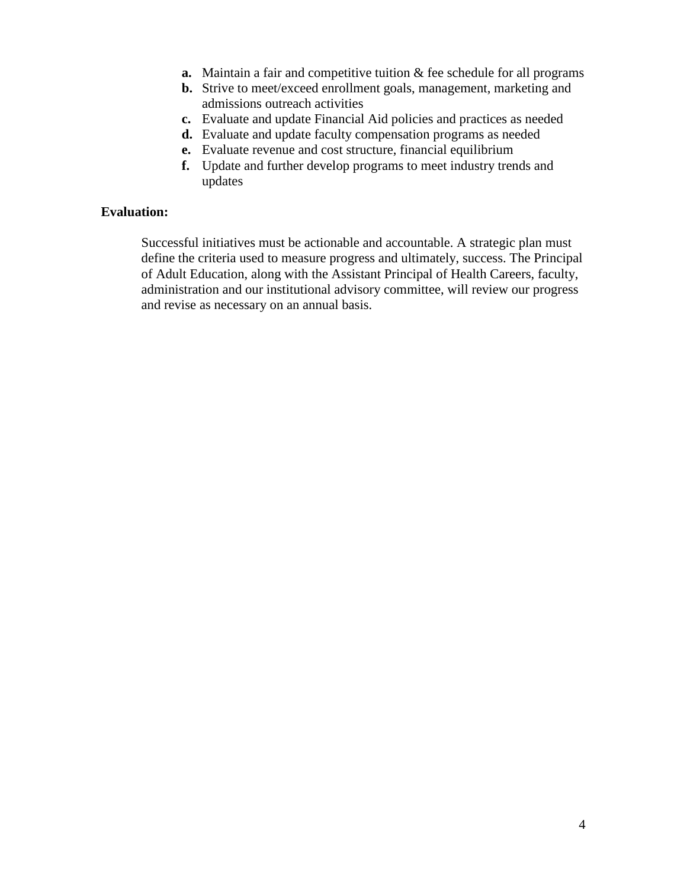- **a.** Maintain a fair and competitive tuition & fee schedule for all programs
- **b.** Strive to meet/exceed enrollment goals, management, marketing and admissions outreach activities
- **c.** Evaluate and update Financial Aid policies and practices as needed
- **d.** Evaluate and update faculty compensation programs as needed
- **e.** Evaluate revenue and cost structure, financial equilibrium
- **f.** Update and further develop programs to meet industry trends and updates

**Evaluation:**

Successful initiatives must be actionable and accountable. A strategic plan must define the criteria used to measure progress and ultimately, success. The Principal of Adult Education, along with the Assistant Principal of Health Careers, faculty, administration and our institutional advisory committee, will review our progress and revise as necessary on an annual basis.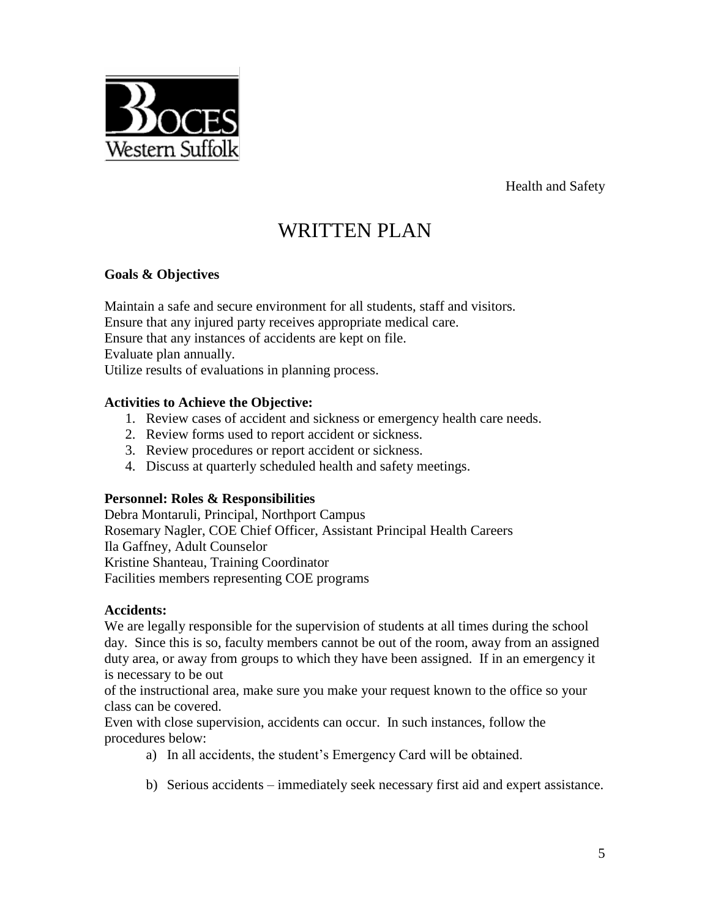Health and Safety

# WRITTEN PLAN

**Goals & Objectives**

Maintain a safe and secure environment for all students, staff and visitors.
Ensure that any injured party receives appropriate medical care.
Ensure that any instances of accidents are kept on file.
Evaluate plan annually.
Utilize results of evaluations in planning process.

**Activities to Achieve the Objective:**

1. Review cases of accident and sickness or emergency health care needs.
2. Review forms used to report accident or sickness.
3. Review procedures or report accident or sickness.
4. Discuss at quarterly scheduled health and safety meetings.

**Personnel: Roles & Responsibilities**

Debra Montaruli, Principal, Northport Campus
Rosemary Nagler, COE Chief Officer, Assistant Principal Health Careers
Ila Gaffney, Adult Counselor
Kristine Shanteau, Training Coordinator
Facilities members representing COE programs

**Accidents:**

We are legally responsible for the supervision of students at all times during the school day. Since this is so, faculty members cannot be out of the room, away from an assigned duty area, or away from groups to which they have been assigned. If in an emergency it is necessary to be out of the instructional area, make sure you make your request known to the office so your class can be covered.

Even with close supervision, accidents can occur. In such instances, follow the procedures below:

a) In all accidents, the student's Emergency Card will be obtained.

b) Serious accidents – immediately seek necessary first aid and expert assistance.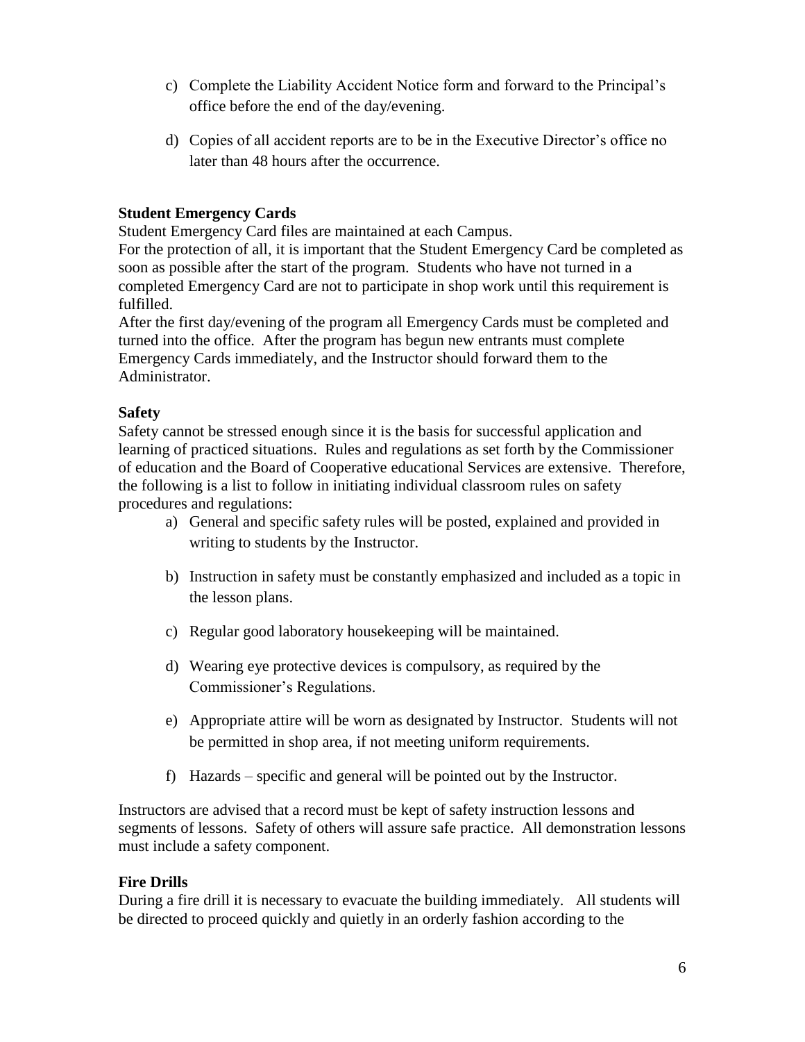c) Complete the Liability Accident Notice form and forward to the Principal's office before the end of the day/evening.

d) Copies of all accident reports are to be in the Executive Director's office no later than 48 hours after the occurrence.

### Student Emergency Cards

Student Emergency Card files are maintained at each Campus.
For the protection of all, it is important that the Student Emergency Card be completed as soon as possible after the start of the program. Students who have not turned in a completed Emergency Card are not to participate in shop work until this requirement is fulfilled.
After the first day/evening of the program all Emergency Cards must be completed and turned into the office. After the program has begun new entrants must complete Emergency Cards immediately, and the Instructor should forward them to the Administrator.

### Safety

Safety cannot be stressed enough since it is the basis for successful application and learning of practiced situations. Rules and regulations as set forth by the Commissioner of education and the Board of Cooperative educational Services are extensive. Therefore, the following is a list to follow in initiating individual classroom rules on safety procedures and regulations:

a) General and specific safety rules will be posted, explained and provided in writing to students by the Instructor.

b) Instruction in safety must be constantly emphasized and included as a topic in the lesson plans.

c) Regular good laboratory housekeeping will be maintained.

d) Wearing eye protective devices is compulsory, as required by the Commissioner's Regulations.

e) Appropriate attire will be worn as designated by Instructor. Students will not be permitted in shop area, if not meeting uniform requirements.

f) Hazards – specific and general will be pointed out by the Instructor.

Instructors are advised that a record must be kept of safety instruction lessons and segments of lessons. Safety of others will assure safe practice. All demonstration lessons must include a safety component.

### Fire Drills

During a fire drill it is necessary to evacuate the building immediately. All students will be directed to proceed quickly and quietly in an orderly fashion according to the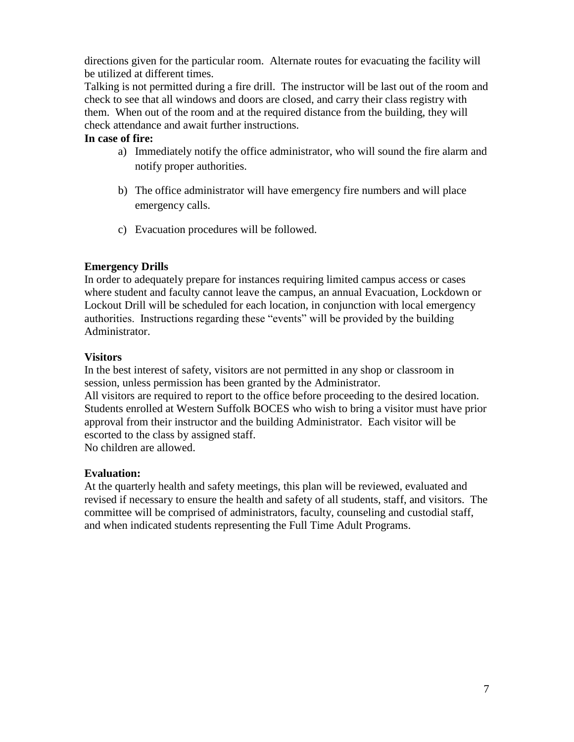directions given for the particular room. Alternate routes for evacuating the facility will be utilized at different times.

Talking is not permitted during a fire drill. The instructor will be last out of the room and check to see that all windows and doors are closed, and carry their class registry with them. When out of the room and at the required distance from the building, they will check attendance and await further instructions.

**In case of fire:**

a) Immediately notify the office administrator, who will sound the fire alarm and notify proper authorities.

b) The office administrator will have emergency fire numbers and will place emergency calls.

c) Evacuation procedures will be followed.

**Emergency Drills**

In order to adequately prepare for instances requiring limited campus access or cases where student and faculty cannot leave the campus, an annual Evacuation, Lockdown or Lockout Drill will be scheduled for each location, in conjunction with local emergency authorities. Instructions regarding these "events" will be provided by the building Administrator.

**Visitors**

In the best interest of safety, visitors are not permitted in any shop or classroom in session, unless permission has been granted by the Administrator.

All visitors are required to report to the office before proceeding to the desired location. Students enrolled at Western Suffolk BOCES who wish to bring a visitor must have prior approval from their instructor and the building Administrator. Each visitor will be escorted to the class by assigned staff.

No children are allowed.

**Evaluation:**

At the quarterly health and safety meetings, this plan will be reviewed, evaluated and revised if necessary to ensure the health and safety of all students, staff, and visitors. The committee will be comprised of administrators, faculty, counseling and custodial staff, and when indicated students representing the Full Time Adult Programs.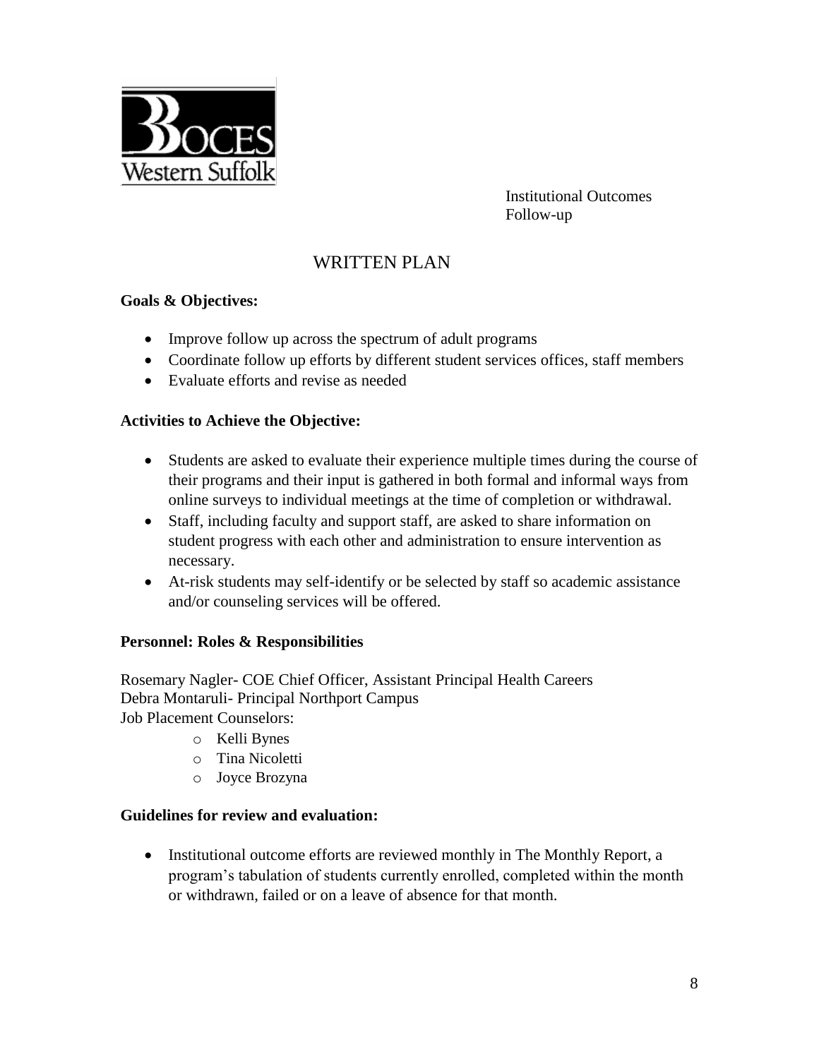Institutional Outcomes
Follow-up

# WRITTEN PLAN

**Goals & Objectives:**

- Improve follow up across the spectrum of adult programs
- Coordinate follow up efforts by different student services offices, staff members
- Evaluate efforts and revise as needed

**Activities to Achieve the Objective:**

- Students are asked to evaluate their experience multiple times during the course of their programs and their input is gathered in both formal and informal ways from online surveys to individual meetings at the time of completion or withdrawal.
- Staff, including faculty and support staff, are asked to share information on student progress with each other and administration to ensure intervention as necessary.
- At-risk students may self-identify or be selected by staff so academic assistance and/or counseling services will be offered.

**Personnel: Roles & Responsibilities**

Rosemary Nagler- COE Chief Officer, Assistant Principal Health Careers
Debra Montaruli- Principal Northport Campus
Job Placement Counselors:

- Kelli Bynes
- Tina Nicoletti
- Joyce Brozyna

**Guidelines for review and evaluation:**

- Institutional outcome efforts are reviewed monthly in The Monthly Report, a program's tabulation of students currently enrolled, completed within the month or withdrawn, failed or on a leave of absence for that month.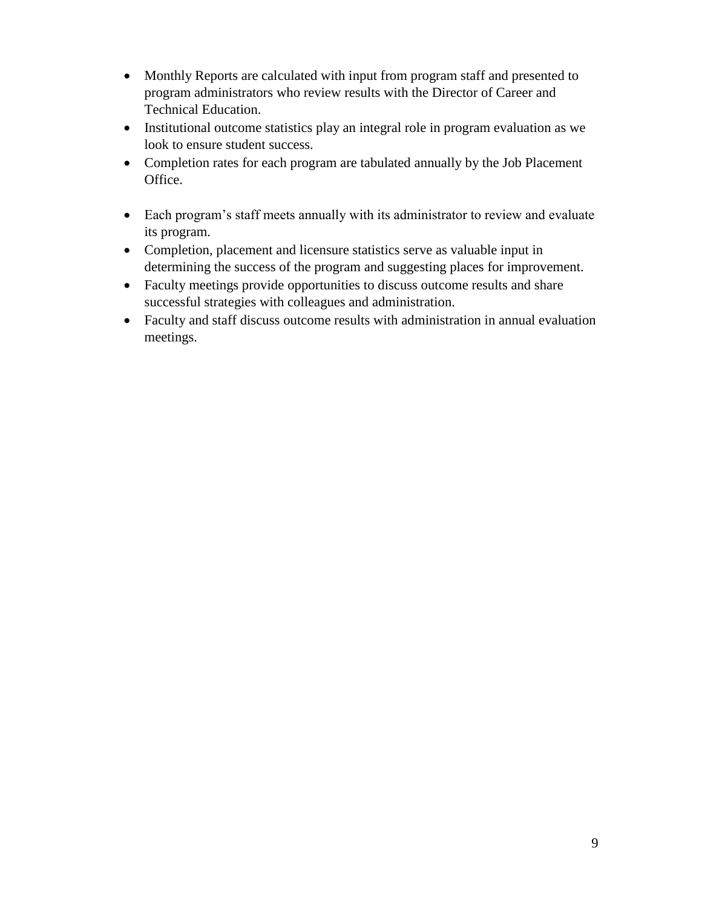- Monthly Reports are calculated with input from program staff and presented to program administrators who review results with the Director of Career and Technical Education.
- Institutional outcome statistics play an integral role in program evaluation as we look to ensure student success.
- Completion rates for each program are tabulated annually by the Job Placement Office.

- Each program's staff meets annually with its administrator to review and evaluate its program.
- Completion, placement and licensure statistics serve as valuable input in determining the success of the program and suggesting places for improvement.
- Faculty meetings provide opportunities to discuss outcome results and share successful strategies with colleagues and administration.
- Faculty and staff discuss outcome results with administration in annual evaluation meetings.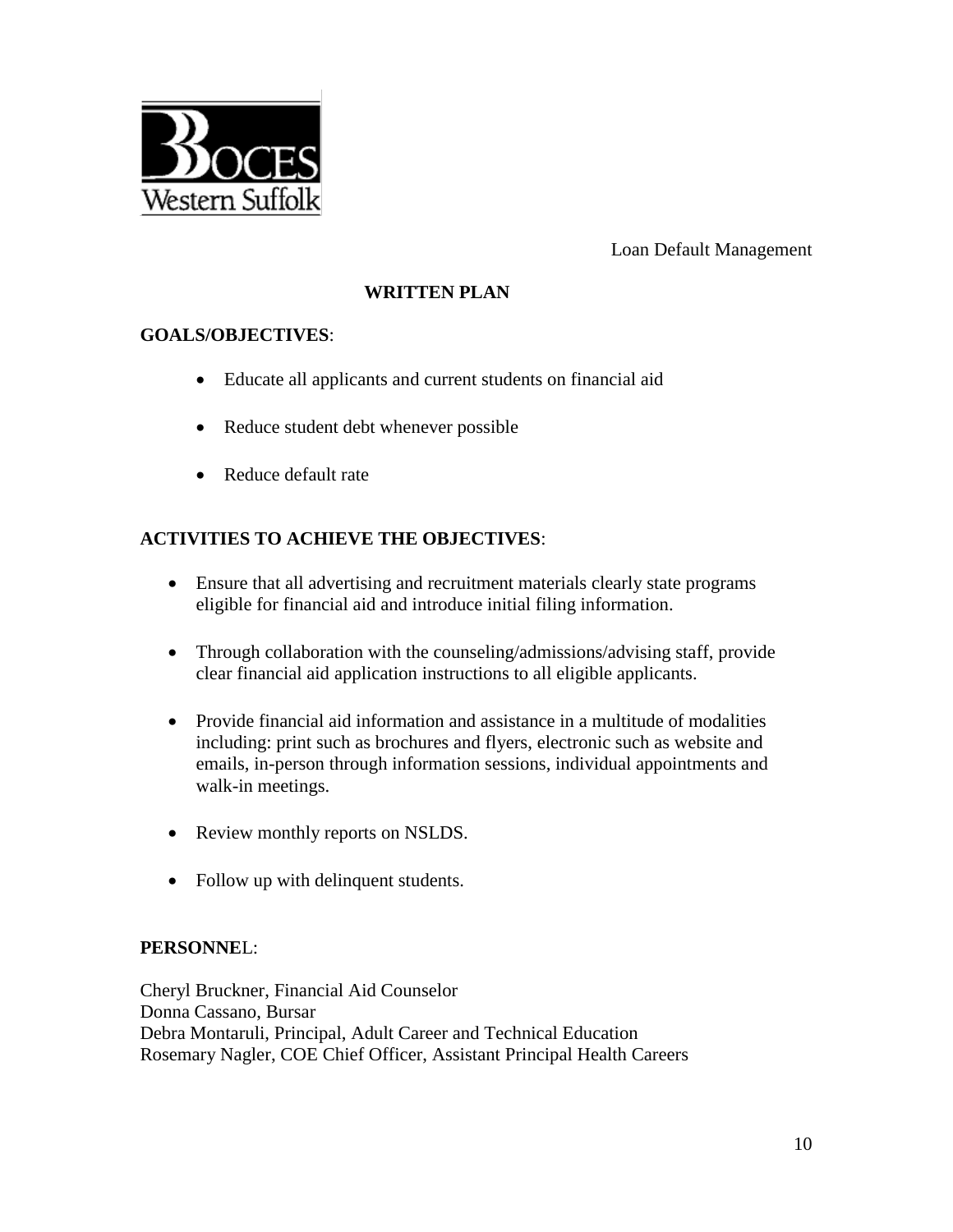Loan Default Management

## WRITTEN PLAN

**GOALS/OBJECTIVES**:

- Educate all applicants and current students on financial aid
- Reduce student debt whenever possible
- Reduce default rate

**ACTIVITIES TO ACHIEVE THE OBJECTIVES**:

- Ensure that all advertising and recruitment materials clearly state programs eligible for financial aid and introduce initial filing information.
- Through collaboration with the counseling/admissions/advising staff, provide clear financial aid application instructions to all eligible applicants.
- Provide financial aid information and assistance in a multitude of modalities including: print such as brochures and flyers, electronic such as website and emails, in-person through information sessions, individual appointments and walk-in meetings.
- Review monthly reports on NSLDS.
- Follow up with delinquent students.

**PERSONNE**L:

Cheryl Bruckner, Financial Aid Counselor
Donna Cassano, Bursar
Debra Montaruli, Principal, Adult Career and Technical Education
Rosemary Nagler, COE Chief Officer, Assistant Principal Health Careers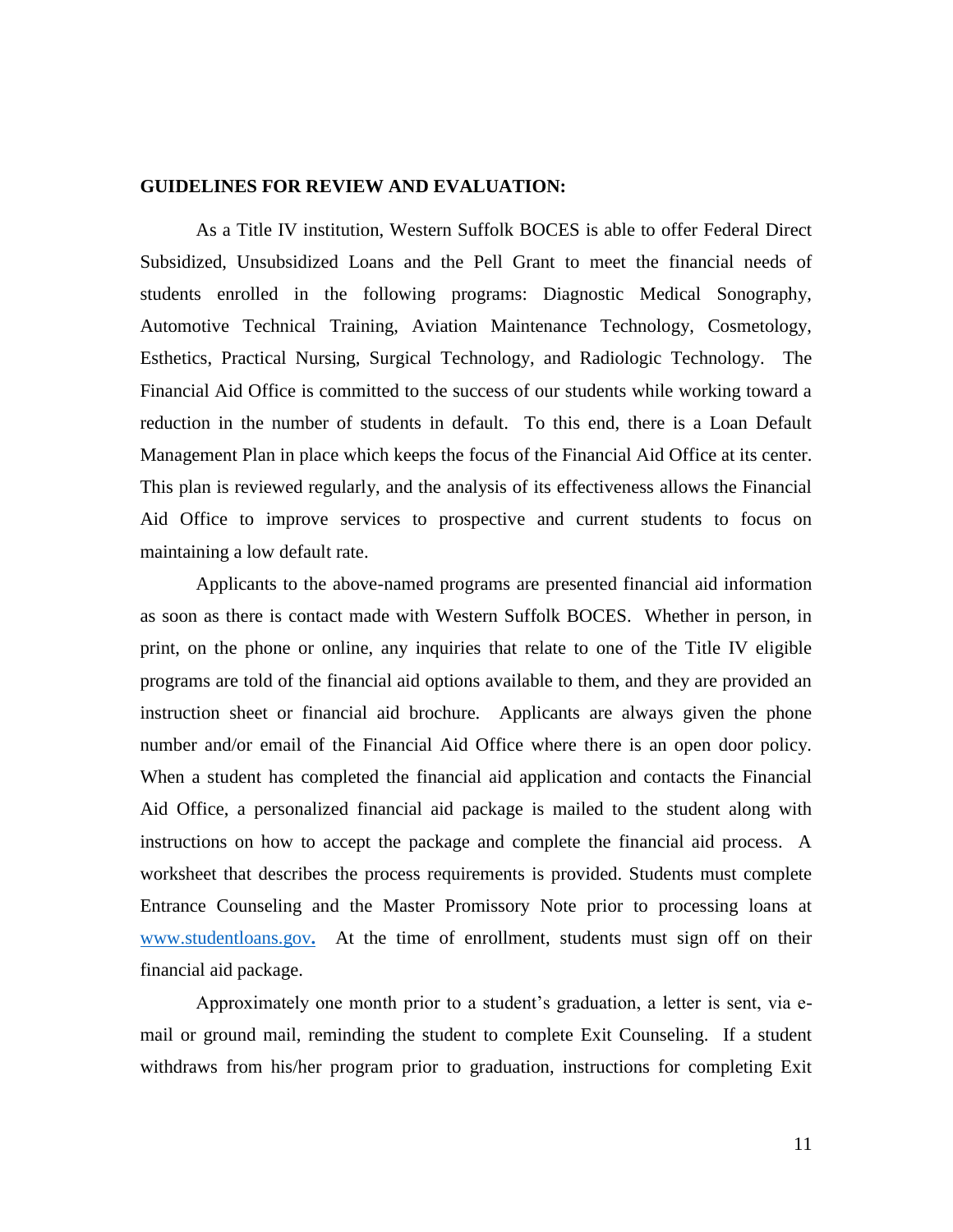**GUIDELINES FOR REVIEW AND EVALUATION:**

As a Title IV institution, Western Suffolk BOCES is able to offer Federal Direct Subsidized, Unsubsidized Loans and the Pell Grant to meet the financial needs of students enrolled in the following programs: Diagnostic Medical Sonography, Automotive Technical Training, Aviation Maintenance Technology, Cosmetology, Esthetics, Practical Nursing, Surgical Technology, and Radiologic Technology. The Financial Aid Office is committed to the success of our students while working toward a reduction in the number of students in default. To this end, there is a Loan Default Management Plan in place which keeps the focus of the Financial Aid Office at its center. This plan is reviewed regularly, and the analysis of its effectiveness allows the Financial Aid Office to improve services to prospective and current students to focus on maintaining a low default rate.

Applicants to the above-named programs are presented financial aid information as soon as there is contact made with Western Suffolk BOCES. Whether in person, in print, on the phone or online, any inquiries that relate to one of the Title IV eligible programs are told of the financial aid options available to them, and they are provided an instruction sheet or financial aid brochure. Applicants are always given the phone number and/or email of the Financial Aid Office where there is an open door policy. When a student has completed the financial aid application and contacts the Financial Aid Office, a personalized financial aid package is mailed to the student along with instructions on how to accept the package and complete the financial aid process. A worksheet that describes the process requirements is provided. Students must complete Entrance Counseling and the Master Promissory Note prior to processing loans at [www.studentloans.gov](http://www.studentloans.gov). At the time of enrollment, students must sign off on their financial aid package.

Approximately one month prior to a student's graduation, a letter is sent, via e-mail or ground mail, reminding the student to complete Exit Counseling. If a student withdraws from his/her program prior to graduation, instructions for completing Exit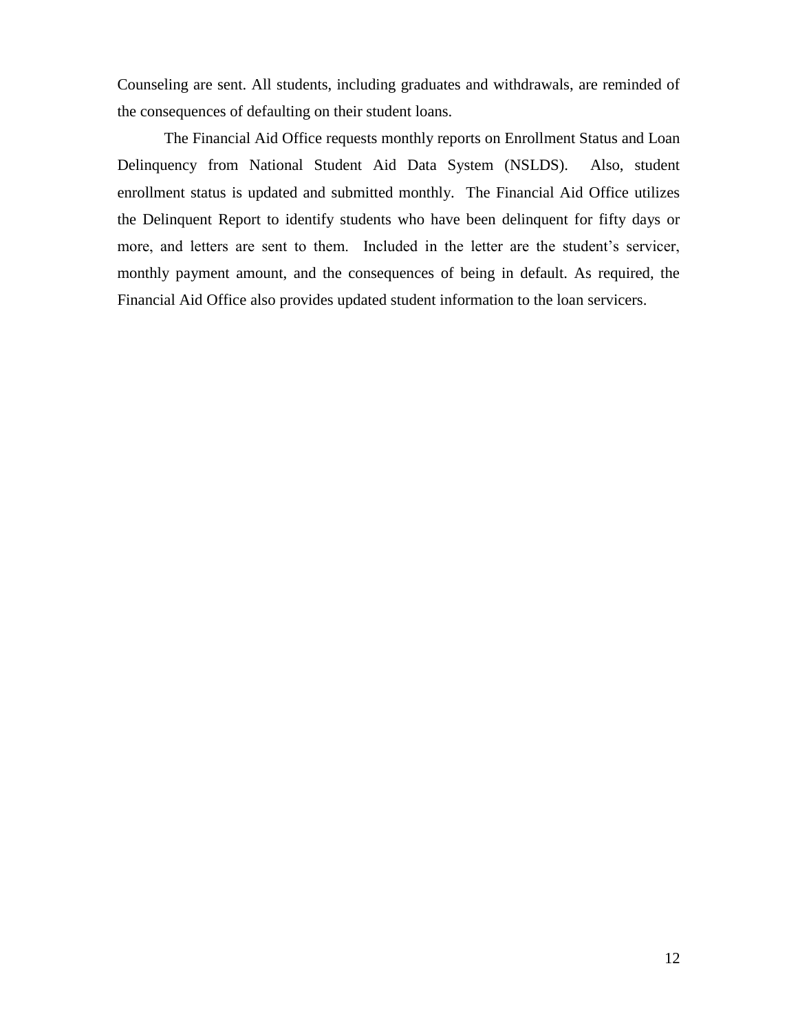Counseling are sent. All students, including graduates and withdrawals, are reminded of the consequences of defaulting on their student loans.

The Financial Aid Office requests monthly reports on Enrollment Status and Loan Delinquency from National Student Aid Data System (NSLDS). Also, student enrollment status is updated and submitted monthly. The Financial Aid Office utilizes the Delinquent Report to identify students who have been delinquent for fifty days or more, and letters are sent to them. Included in the letter are the student's servicer, monthly payment amount, and the consequences of being in default. As required, the Financial Aid Office also provides updated student information to the loan servicers.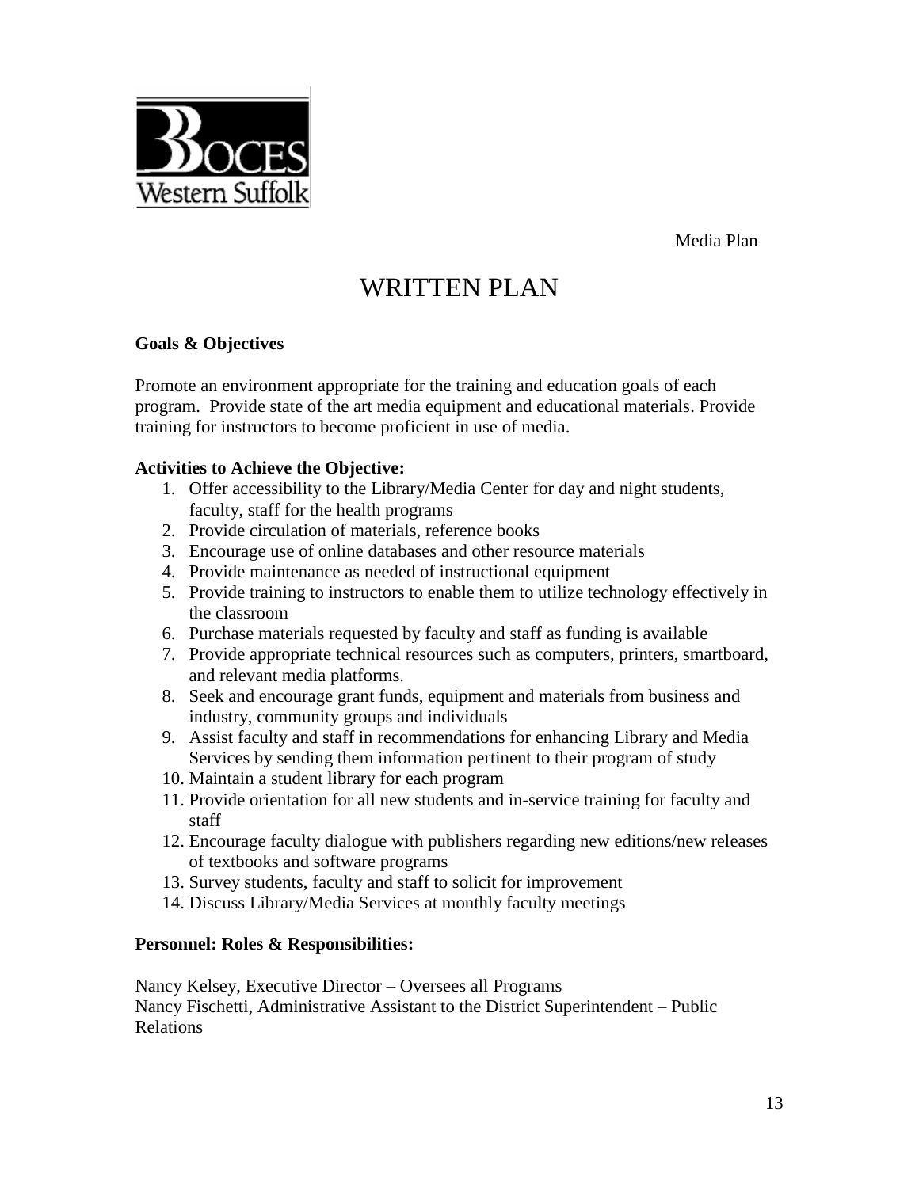Media Plan

# WRITTEN PLAN

**Goals & Objectives**

Promote an environment appropriate for the training and education goals of each program. Provide state of the art media equipment and educational materials. Provide training for instructors to become proficient in use of media.

**Activities to Achieve the Objective:**

1. Offer accessibility to the Library/Media Center for day and night students, faculty, staff for the health programs
2. Provide circulation of materials, reference books
3. Encourage use of online databases and other resource materials
4. Provide maintenance as needed of instructional equipment
5. Provide training to instructors to enable them to utilize technology effectively in the classroom
6. Purchase materials requested by faculty and staff as funding is available
7. Provide appropriate technical resources such as computers, printers, smartboard, and relevant media platforms.
8. Seek and encourage grant funds, equipment and materials from business and industry, community groups and individuals
9. Assist faculty and staff in recommendations for enhancing Library and Media Services by sending them information pertinent to their program of study
10. Maintain a student library for each program
11. Provide orientation for all new students and in-service training for faculty and staff
12. Encourage faculty dialogue with publishers regarding new editions/new releases of textbooks and software programs
13. Survey students, faculty and staff to solicit for improvement
14. Discuss Library/Media Services at monthly faculty meetings

**Personnel: Roles & Responsibilities:**

Nancy Kelsey, Executive Director – Oversees all Programs
Nancy Fischetti, Administrative Assistant to the District Superintendent – Public Relations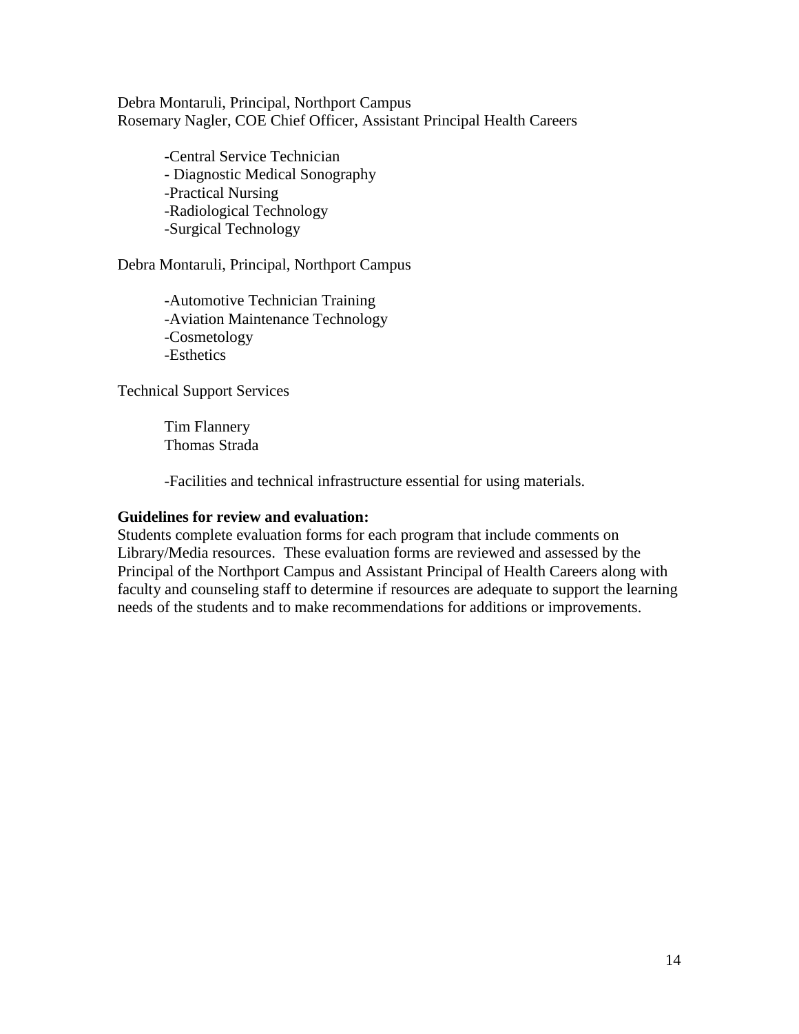Debra Montaruli, Principal, Northport Campus
Rosemary Nagler, COE Chief Officer, Assistant Principal Health Careers

- Central Service Technician
- Diagnostic Medical Sonography
- Practical Nursing
- Radiological Technology
- Surgical Technology

Debra Montaruli, Principal, Northport Campus

- Automotive Technician Training
- Aviation Maintenance Technology
- Cosmetology
- Esthetics

Technical Support Services

Tim Flannery
Thomas Strada

- Facilities and technical infrastructure essential for using materials.

**Guidelines for review and evaluation:**
Students complete evaluation forms for each program that include comments on Library/Media resources. These evaluation forms are reviewed and assessed by the Principal of the Northport Campus and Assistant Principal of Health Careers along with faculty and counseling staff to determine if resources are adequate to support the learning needs of the students and to make recommendations for additions or improvements.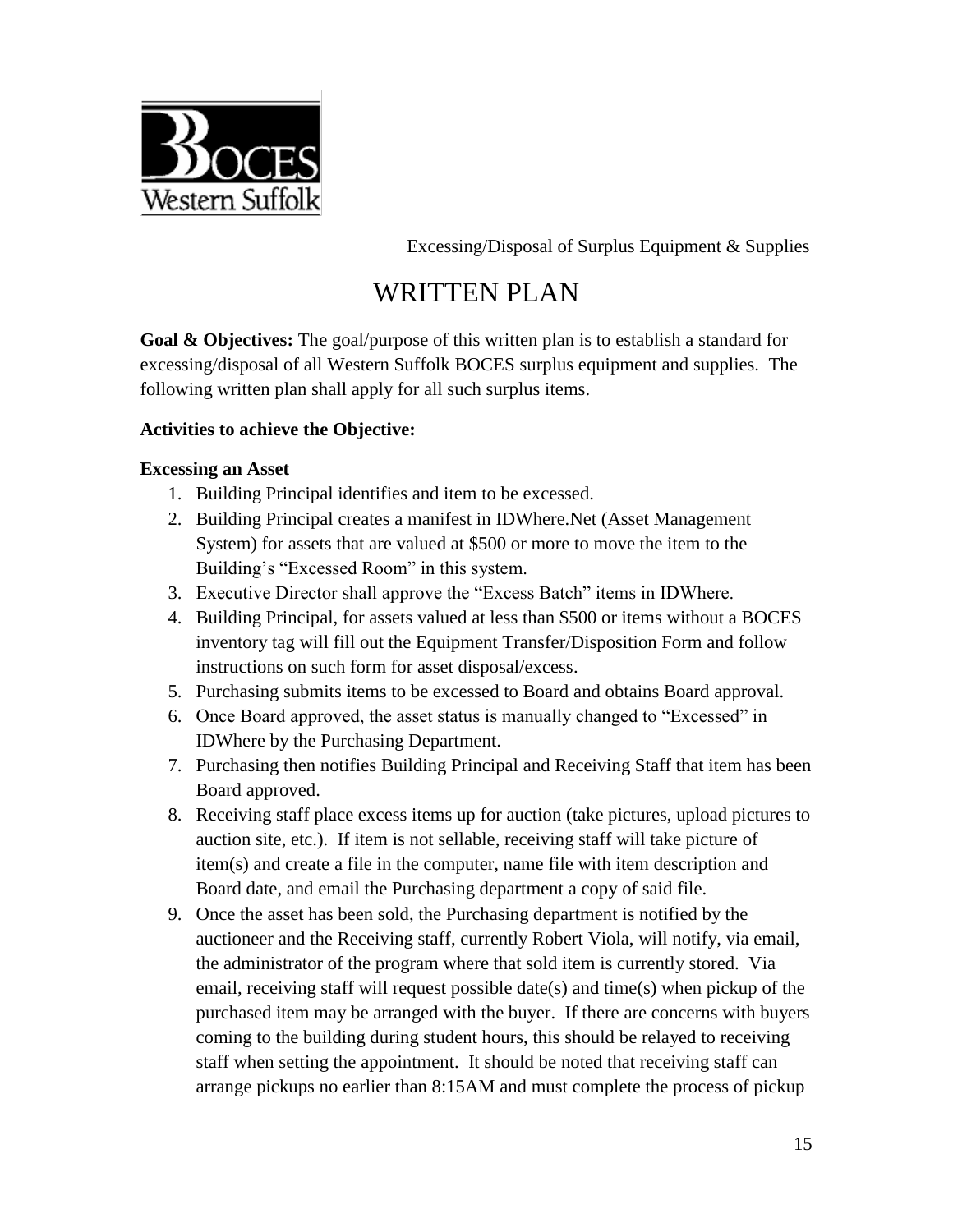Excessing/Disposal of Surplus Equipment & Supplies

# WRITTEN PLAN

**Goal & Objectives:** The goal/purpose of this written plan is to establish a standard for excessing/disposal of all Western Suffolk BOCES surplus equipment and supplies. The following written plan shall apply for all such surplus items.

**Activities to achieve the Objective:**

**Excessing an Asset**

1. Building Principal identifies and item to be excessed.
2. Building Principal creates a manifest in IDWhere.Net (Asset Management System) for assets that are valued at $500 or more to move the item to the Building's "Excessed Room" in this system.
3. Executive Director shall approve the "Excess Batch" items in IDWhere.
4. Building Principal, for assets valued at less than $500 or items without a BOCES inventory tag will fill out the Equipment Transfer/Disposition Form and follow instructions on such form for asset disposal/excess.
5. Purchasing submits items to be excessed to Board and obtains Board approval.
6. Once Board approved, the asset status is manually changed to "Excessed" in IDWhere by the Purchasing Department.
7. Purchasing then notifies Building Principal and Receiving Staff that item has been Board approved.
8. Receiving staff place excess items up for auction (take pictures, upload pictures to auction site, etc.). If item is not sellable, receiving staff will take picture of item(s) and create a file in the computer, name file with item description and Board date, and email the Purchasing department a copy of said file.
9. Once the asset has been sold, the Purchasing department is notified by the auctioneer and the Receiving staff, currently Robert Viola, will notify, via email, the administrator of the program where that sold item is currently stored. Via email, receiving staff will request possible date(s) and time(s) when pickup of the purchased item may be arranged with the buyer. If there are concerns with buyers coming to the building during student hours, this should be relayed to receiving staff when setting the appointment. It should be noted that receiving staff can arrange pickups no earlier than 8:15AM and must complete the process of pickup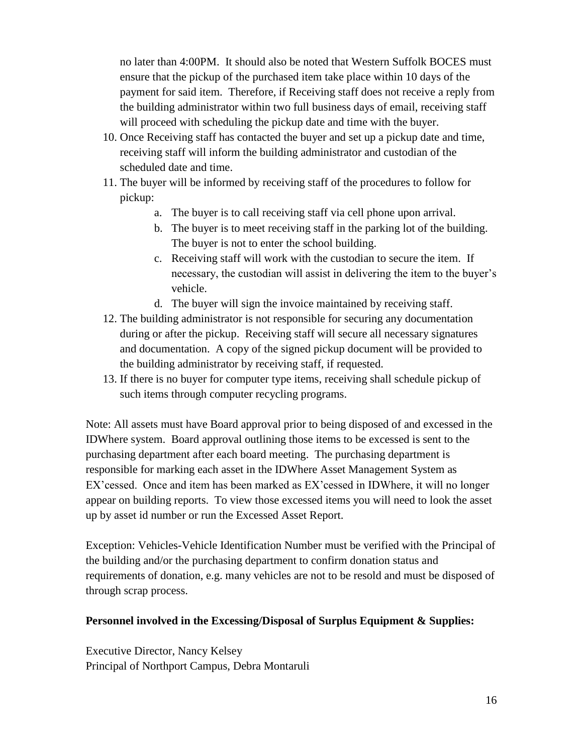no later than 4:00PM. It should also be noted that Western Suffolk BOCES must ensure that the pickup of the purchased item take place within 10 days of the payment for said item. Therefore, if Receiving staff does not receive a reply from the building administrator within two full business days of email, receiving staff will proceed with scheduling the pickup date and time with the buyer.

10. Once Receiving staff has contacted the buyer and set up a pickup date and time, receiving staff will inform the building administrator and custodian of the scheduled date and time.
11. The buyer will be informed by receiving staff of the procedures to follow for pickup:
    a. The buyer is to call receiving staff via cell phone upon arrival.
    b. The buyer is to meet receiving staff in the parking lot of the building. The buyer is not to enter the school building.
    c. Receiving staff will work with the custodian to secure the item. If necessary, the custodian will assist in delivering the item to the buyer's vehicle.
    d. The buyer will sign the invoice maintained by receiving staff.
12. The building administrator is not responsible for securing any documentation during or after the pickup. Receiving staff will secure all necessary signatures and documentation. A copy of the signed pickup document will be provided to the building administrator by receiving staff, if requested.
13. If there is no buyer for computer type items, receiving shall schedule pickup of such items through computer recycling programs.

Note: All assets must have Board approval prior to being disposed of and excessed in the IDWhere system. Board approval outlining those items to be excessed is sent to the purchasing department after each board meeting. The purchasing department is responsible for marking each asset in the IDWhere Asset Management System as EX'cessed. Once and item has been marked as EX'cessed in IDWhere, it will no longer appear on building reports. To view those excessed items you will need to look the asset up by asset id number or run the Excessed Asset Report.

Exception: Vehicles-Vehicle Identification Number must be verified with the Principal of the building and/or the purchasing department to confirm donation status and requirements of donation, e.g. many vehicles are not to be resold and must be disposed of through scrap process.

**Personnel involved in the Excessing/Disposal of Surplus Equipment & Supplies:**

Executive Director, Nancy Kelsey
Principal of Northport Campus, Debra Montaruli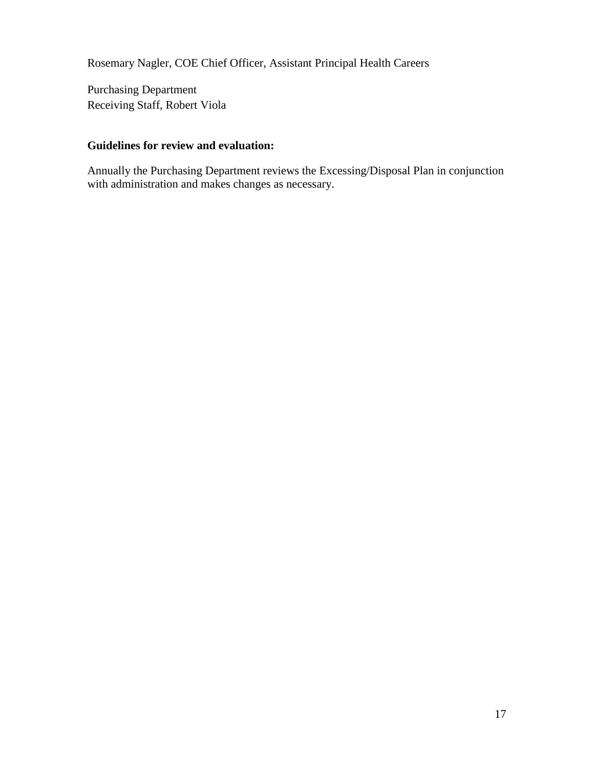Rosemary Nagler, COE Chief Officer, Assistant Principal Health Careers

Purchasing Department  
Receiving Staff, Robert Viola

**Guidelines for review and evaluation:**

Annually the Purchasing Department reviews the Excessing/Disposal Plan in conjunction with administration and makes changes as necessary.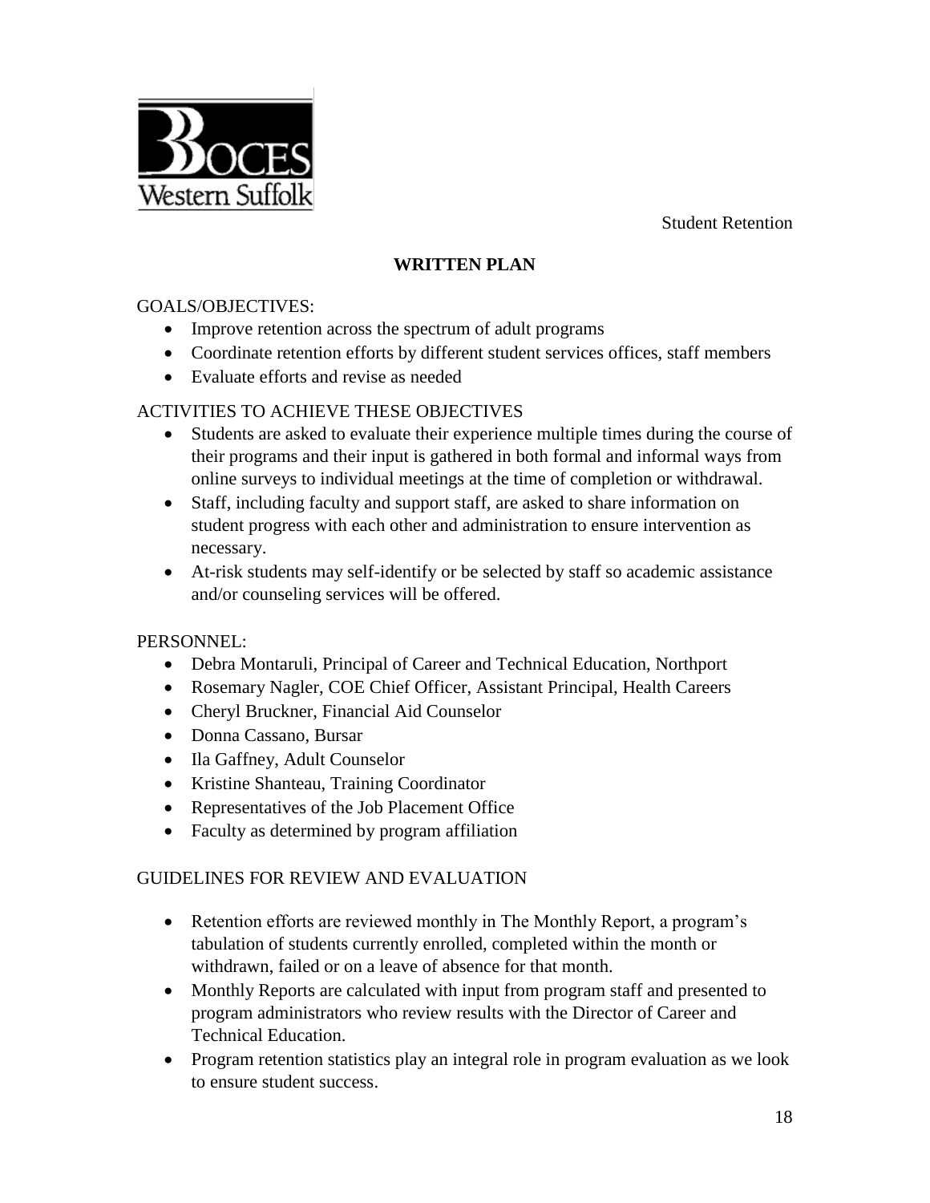Student Retention

## WRITTEN PLAN

GOALS/OBJECTIVES:

- Improve retention across the spectrum of adult programs
- Coordinate retention efforts by different student services offices, staff members
- Evaluate efforts and revise as needed

ACTIVITIES TO ACHIEVE THESE OBJECTIVES

- Students are asked to evaluate their experience multiple times during the course of their programs and their input is gathered in both formal and informal ways from online surveys to individual meetings at the time of completion or withdrawal.
- Staff, including faculty and support staff, are asked to share information on student progress with each other and administration to ensure intervention as necessary.
- At-risk students may self-identify or be selected by staff so academic assistance and/or counseling services will be offered.

PERSONNEL:

- Debra Montaruli, Principal of Career and Technical Education, Northport
- Rosemary Nagler, COE Chief Officer, Assistant Principal, Health Careers
- Cheryl Bruckner, Financial Aid Counselor
- Donna Cassano, Bursar
- Ila Gaffney, Adult Counselor
- Kristine Shanteau, Training Coordinator
- Representatives of the Job Placement Office
- Faculty as determined by program affiliation

GUIDELINES FOR REVIEW AND EVALUATION

- Retention efforts are reviewed monthly in The Monthly Report, a program's tabulation of students currently enrolled, completed within the month or withdrawn, failed or on a leave of absence for that month.
- Monthly Reports are calculated with input from program staff and presented to program administrators who review results with the Director of Career and Technical Education.
- Program retention statistics play an integral role in program evaluation as we look to ensure student success.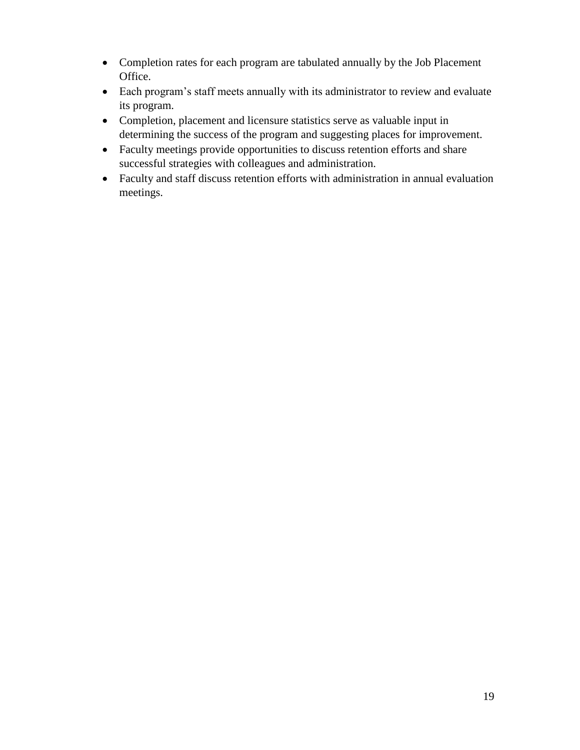- Completion rates for each program are tabulated annually by the Job Placement Office.
- Each program's staff meets annually with its administrator to review and evaluate its program.
- Completion, placement and licensure statistics serve as valuable input in determining the success of the program and suggesting places for improvement.
- Faculty meetings provide opportunities to discuss retention efforts and share successful strategies with colleagues and administration.
- Faculty and staff discuss retention efforts with administration in annual evaluation meetings.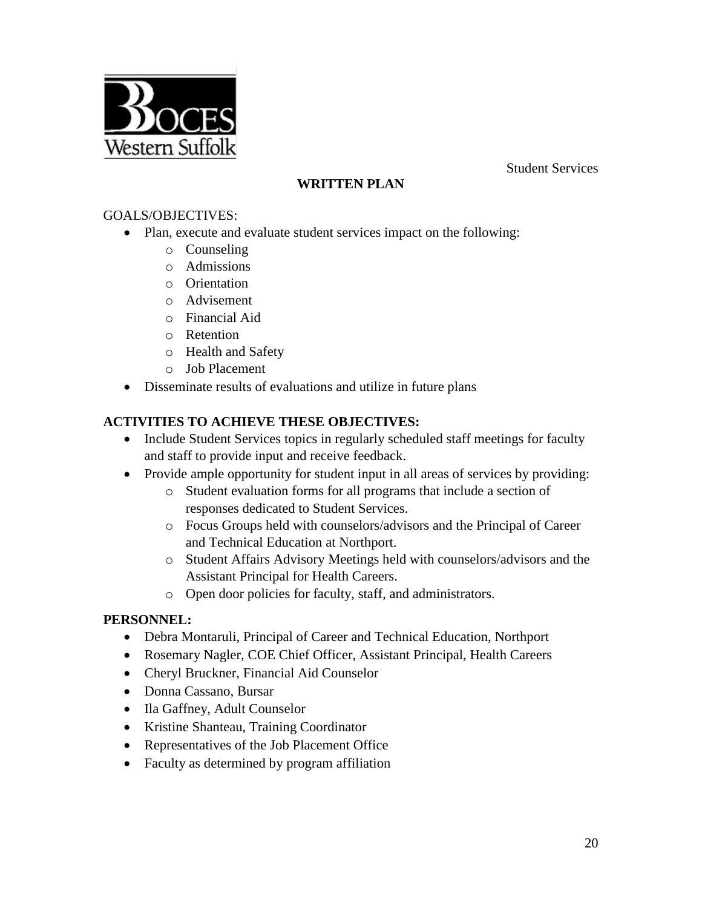Student Services

## WRITTEN PLAN

GOALS/OBJECTIVES:

- Plan, execute and evaluate student services impact on the following:
  - Counseling
  - Admissions
  - Orientation
  - Advisement
  - Financial Aid
  - Retention
  - Health and Safety
  - Job Placement
- Disseminate results of evaluations and utilize in future plans

**ACTIVITIES TO ACHIEVE THESE OBJECTIVES:**

- Include Student Services topics in regularly scheduled staff meetings for faculty and staff to provide input and receive feedback.
- Provide ample opportunity for student input in all areas of services by providing:
  - Student evaluation forms for all programs that include a section of responses dedicated to Student Services.
  - Focus Groups held with counselors/advisors and the Principal of Career and Technical Education at Northport.
  - Student Affairs Advisory Meetings held with counselors/advisors and the Assistant Principal for Health Careers.
  - Open door policies for faculty, staff, and administrators.

**PERSONNEL:**

- Debra Montaruli, Principal of Career and Technical Education, Northport
- Rosemary Nagler, COE Chief Officer, Assistant Principal, Health Careers
- Cheryl Bruckner, Financial Aid Counselor
- Donna Cassano, Bursar
- Ila Gaffney, Adult Counselor
- Kristine Shanteau, Training Coordinator
- Representatives of the Job Placement Office
- Faculty as determined by program affiliation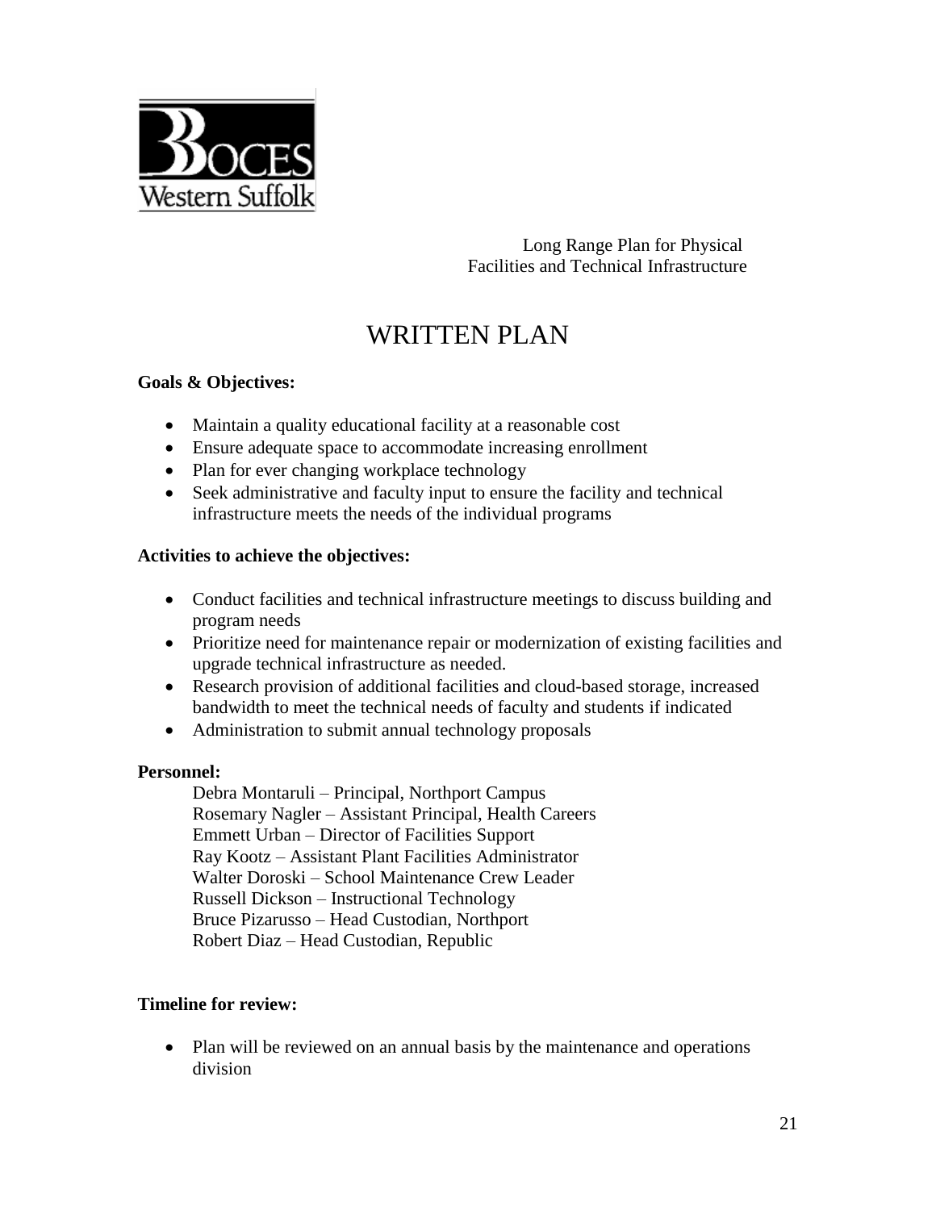Long Range Plan for Physical Facilities and Technical Infrastructure

# WRITTEN PLAN

**Goals & Objectives:**

- Maintain a quality educational facility at a reasonable cost
- Ensure adequate space to accommodate increasing enrollment
- Plan for ever changing workplace technology
- Seek administrative and faculty input to ensure the facility and technical infrastructure meets the needs of the individual programs

**Activities to achieve the objectives:**

- Conduct facilities and technical infrastructure meetings to discuss building and program needs
- Prioritize need for maintenance repair or modernization of existing facilities and upgrade technical infrastructure as needed.
- Research provision of additional facilities and cloud-based storage, increased bandwidth to meet the technical needs of faculty and students if indicated
- Administration to submit annual technology proposals

**Personnel:**

Debra Montaruli – Principal, Northport Campus
Rosemary Nagler – Assistant Principal, Health Careers
Emmett Urban – Director of Facilities Support
Ray Kootz – Assistant Plant Facilities Administrator
Walter Doroski – School Maintenance Crew Leader
Russell Dickson – Instructional Technology
Bruce Pizarusso – Head Custodian, Northport
Robert Diaz – Head Custodian, Republic

**Timeline for review:**

- Plan will be reviewed on an annual basis by the maintenance and operations division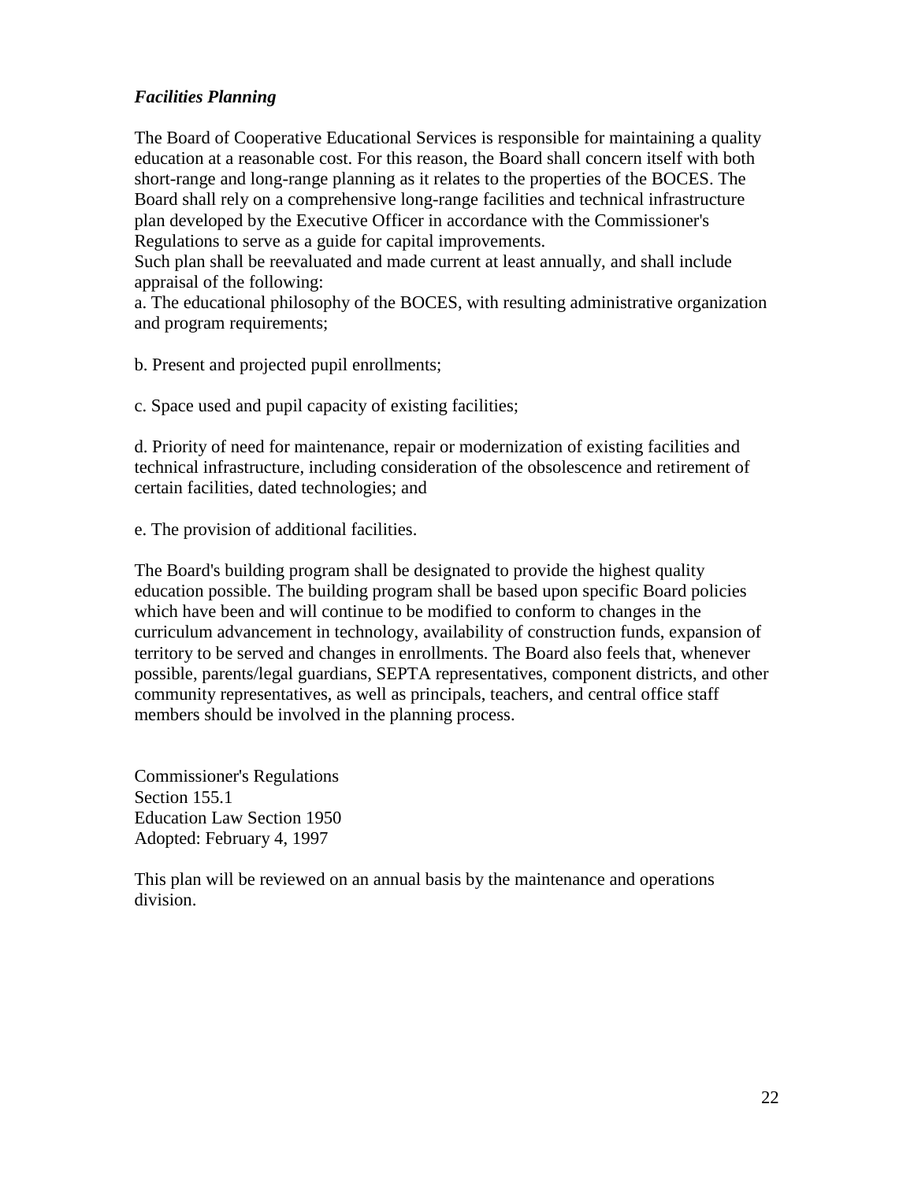***Facilities Planning***

The Board of Cooperative Educational Services is responsible for maintaining a quality education at a reasonable cost. For this reason, the Board shall concern itself with both short-range and long-range planning as it relates to the properties of the BOCES. The Board shall rely on a comprehensive long-range facilities and technical infrastructure plan developed by the Executive Officer in accordance with the Commissioner's Regulations to serve as a guide for capital improvements.
Such plan shall be reevaluated and made current at least annually, and shall include appraisal of the following:
a. The educational philosophy of the BOCES, with resulting administrative organization and program requirements;

b. Present and projected pupil enrollments;

c. Space used and pupil capacity of existing facilities;

d. Priority of need for maintenance, repair or modernization of existing facilities and technical infrastructure, including consideration of the obsolescence and retirement of certain facilities, dated technologies; and

e. The provision of additional facilities.

The Board's building program shall be designated to provide the highest quality education possible. The building program shall be based upon specific Board policies which have been and will continue to be modified to conform to changes in the curriculum advancement in technology, availability of construction funds, expansion of territory to be served and changes in enrollments. The Board also feels that, whenever possible, parents/legal guardians, SEPTA representatives, component districts, and other community representatives, as well as principals, teachers, and central office staff members should be involved in the planning process.

Commissioner's Regulations
Section 155.1
Education Law Section 1950
Adopted: February 4, 1997

This plan will be reviewed on an annual basis by the maintenance and operations division.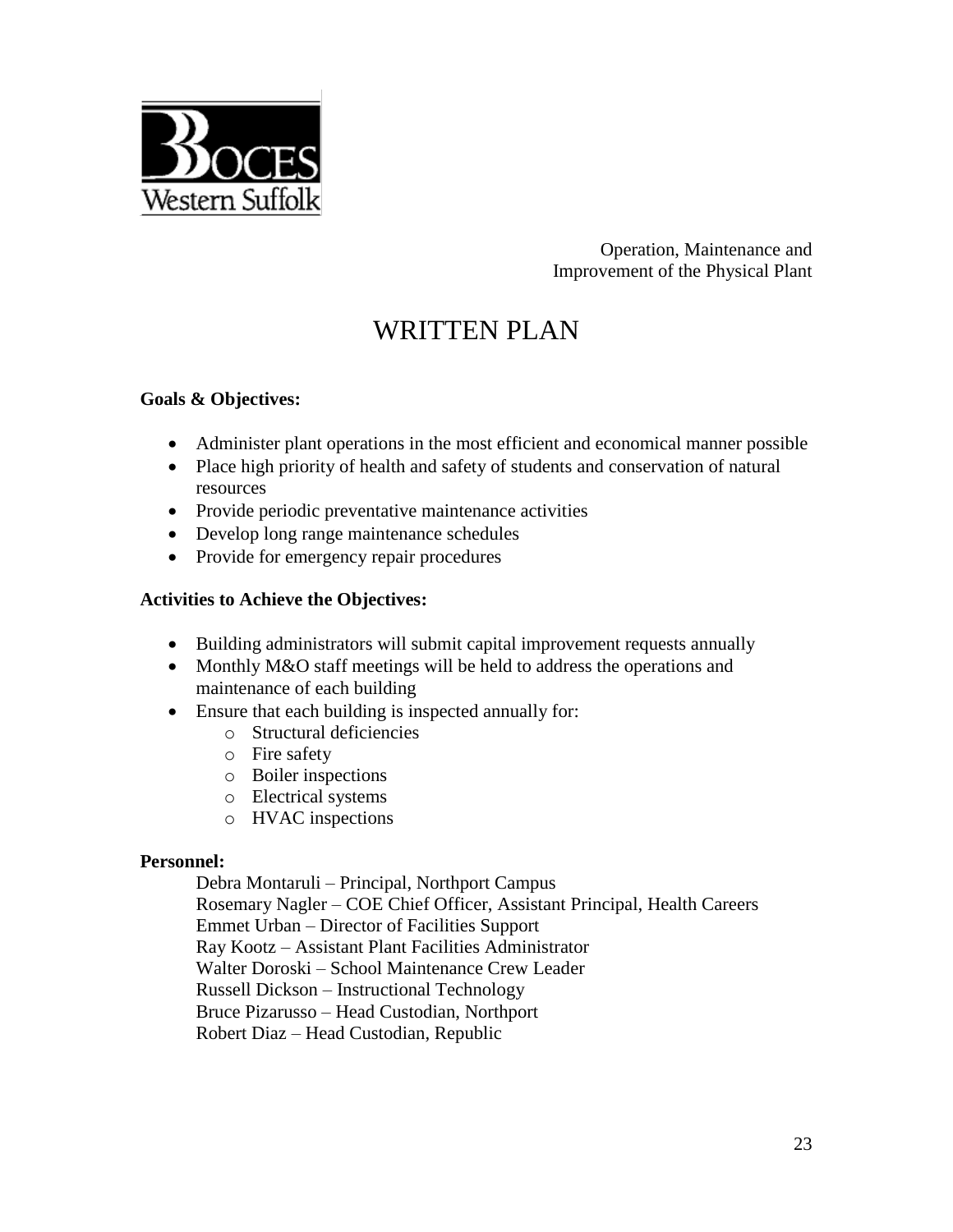Operation, Maintenance and
Improvement of the Physical Plant

# WRITTEN PLAN

**Goals & Objectives:**

- Administer plant operations in the most efficient and economical manner possible
- Place high priority of health and safety of students and conservation of natural resources
- Provide periodic preventative maintenance activities
- Develop long range maintenance schedules
- Provide for emergency repair procedures

**Activities to Achieve the Objectives:**

- Building administrators will submit capital improvement requests annually
- Monthly M&O staff meetings will be held to address the operations and maintenance of each building
- Ensure that each building is inspected annually for:
    - Structural deficiencies
    - Fire safety
    - Boiler inspections
    - Electrical systems
    - HVAC inspections

**Personnel:**

Debra Montaruli – Principal, Northport Campus
Rosemary Nagler – COE Chief Officer, Assistant Principal, Health Careers
Emmet Urban – Director of Facilities Support
Ray Kootz – Assistant Plant Facilities Administrator
Walter Doroski – School Maintenance Crew Leader
Russell Dickson – Instructional Technology
Bruce Pizarusso – Head Custodian, Northport
Robert Diaz – Head Custodian, Republic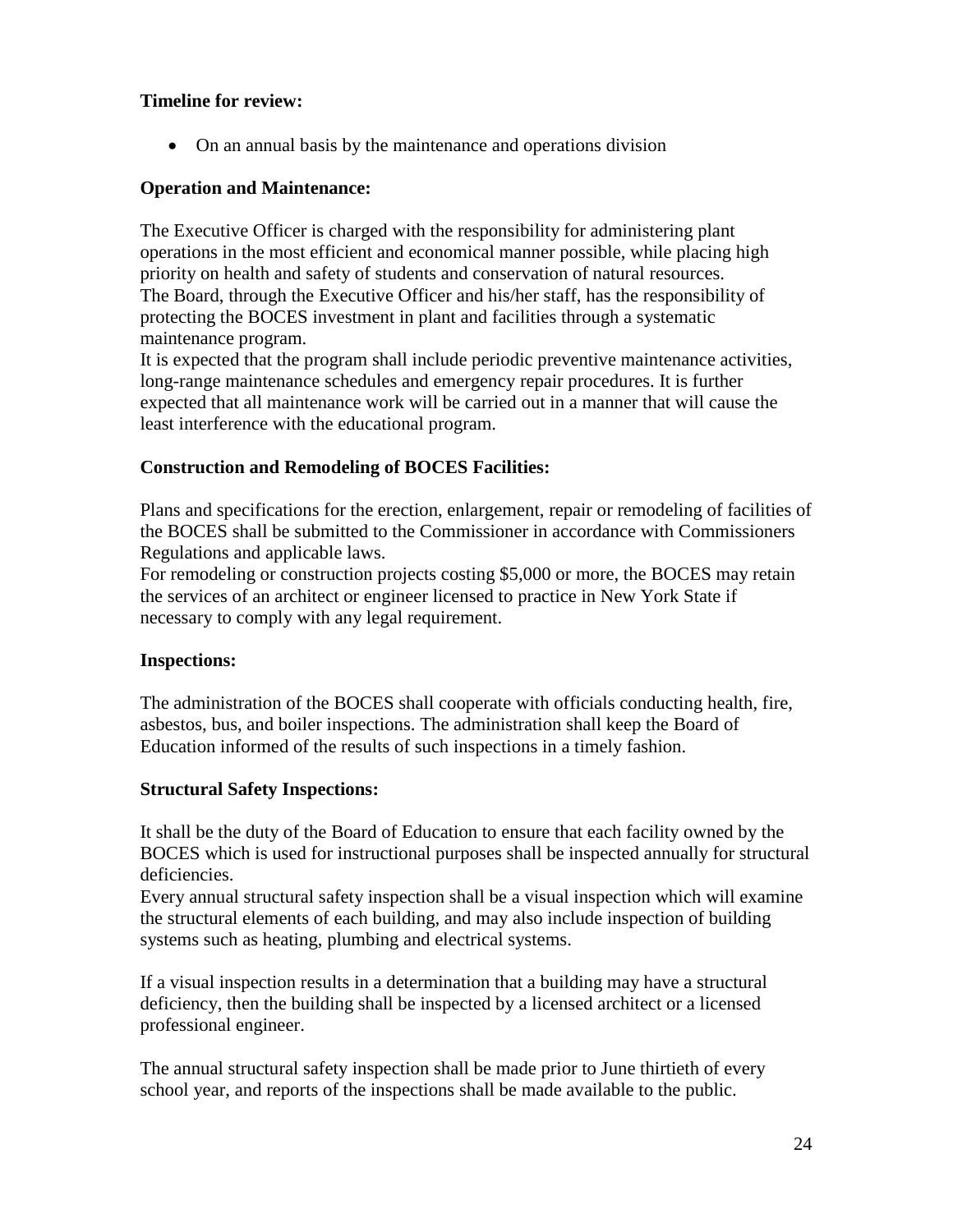**Timeline for review:**

- On an annual basis by the maintenance and operations division

**Operation and Maintenance:**

The Executive Officer is charged with the responsibility for administering plant operations in the most efficient and economical manner possible, while placing high priority on health and safety of students and conservation of natural resources.
The Board, through the Executive Officer and his/her staff, has the responsibility of protecting the BOCES investment in plant and facilities through a systematic maintenance program.
It is expected that the program shall include periodic preventive maintenance activities, long-range maintenance schedules and emergency repair procedures. It is further expected that all maintenance work will be carried out in a manner that will cause the least interference with the educational program.

**Construction and Remodeling of BOCES Facilities:**

Plans and specifications for the erection, enlargement, repair or remodeling of facilities of the BOCES shall be submitted to the Commissioner in accordance with Commissioners Regulations and applicable laws.
For remodeling or construction projects costing $5,000 or more, the BOCES may retain the services of an architect or engineer licensed to practice in New York State if necessary to comply with any legal requirement.

**Inspections:**

The administration of the BOCES shall cooperate with officials conducting health, fire, asbestos, bus, and boiler inspections. The administration shall keep the Board of Education informed of the results of such inspections in a timely fashion.

**Structural Safety Inspections:**

It shall be the duty of the Board of Education to ensure that each facility owned by the BOCES which is used for instructional purposes shall be inspected annually for structural deficiencies.
Every annual structural safety inspection shall be a visual inspection which will examine the structural elements of each building, and may also include inspection of building systems such as heating, plumbing and electrical systems.

If a visual inspection results in a determination that a building may have a structural deficiency, then the building shall be inspected by a licensed architect or a licensed professional engineer.

The annual structural safety inspection shall be made prior to June thirtieth of every school year, and reports of the inspections shall be made available to the public.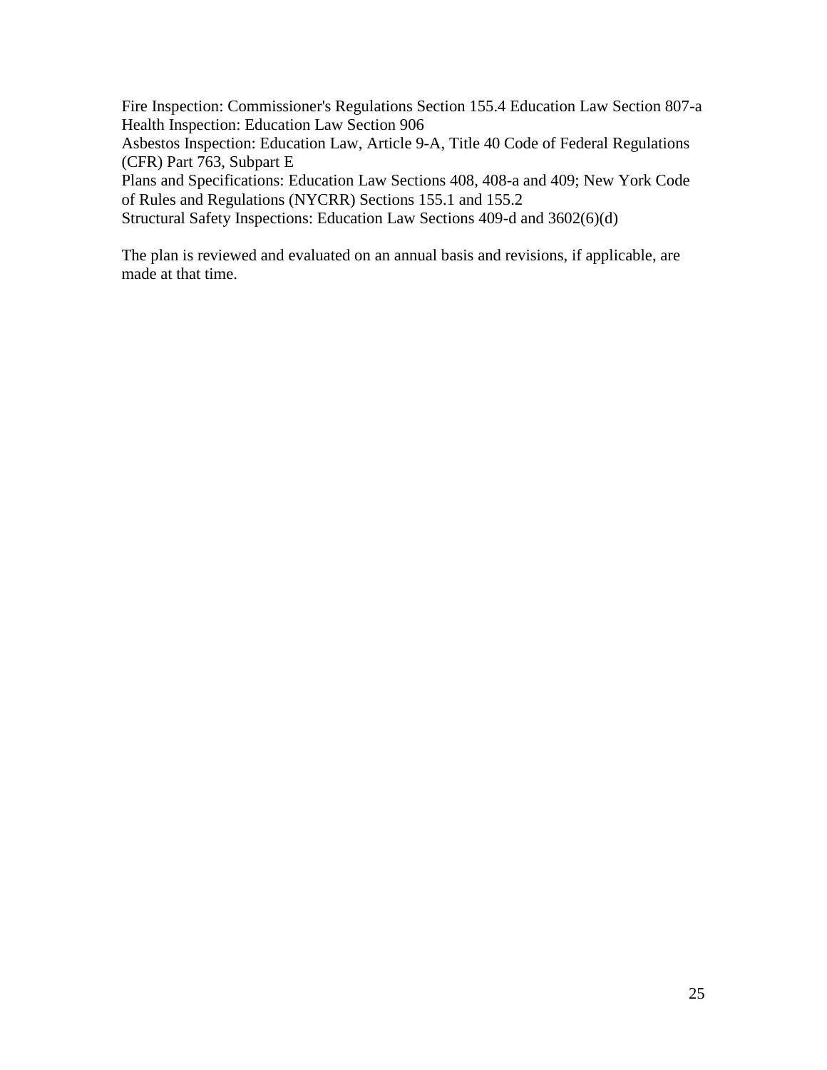Fire Inspection: Commissioner's Regulations Section 155.4 Education Law Section 807-a
Health Inspection: Education Law Section 906
Asbestos Inspection: Education Law, Article 9-A, Title 40 Code of Federal Regulations (CFR) Part 763, Subpart E
Plans and Specifications: Education Law Sections 408, 408-a and 409; New York Code of Rules and Regulations (NYCRR) Sections 155.1 and 155.2
Structural Safety Inspections: Education Law Sections 409-d and 3602(6)(d)

The plan is reviewed and evaluated on an annual basis and revisions, if applicable, are made at that time.